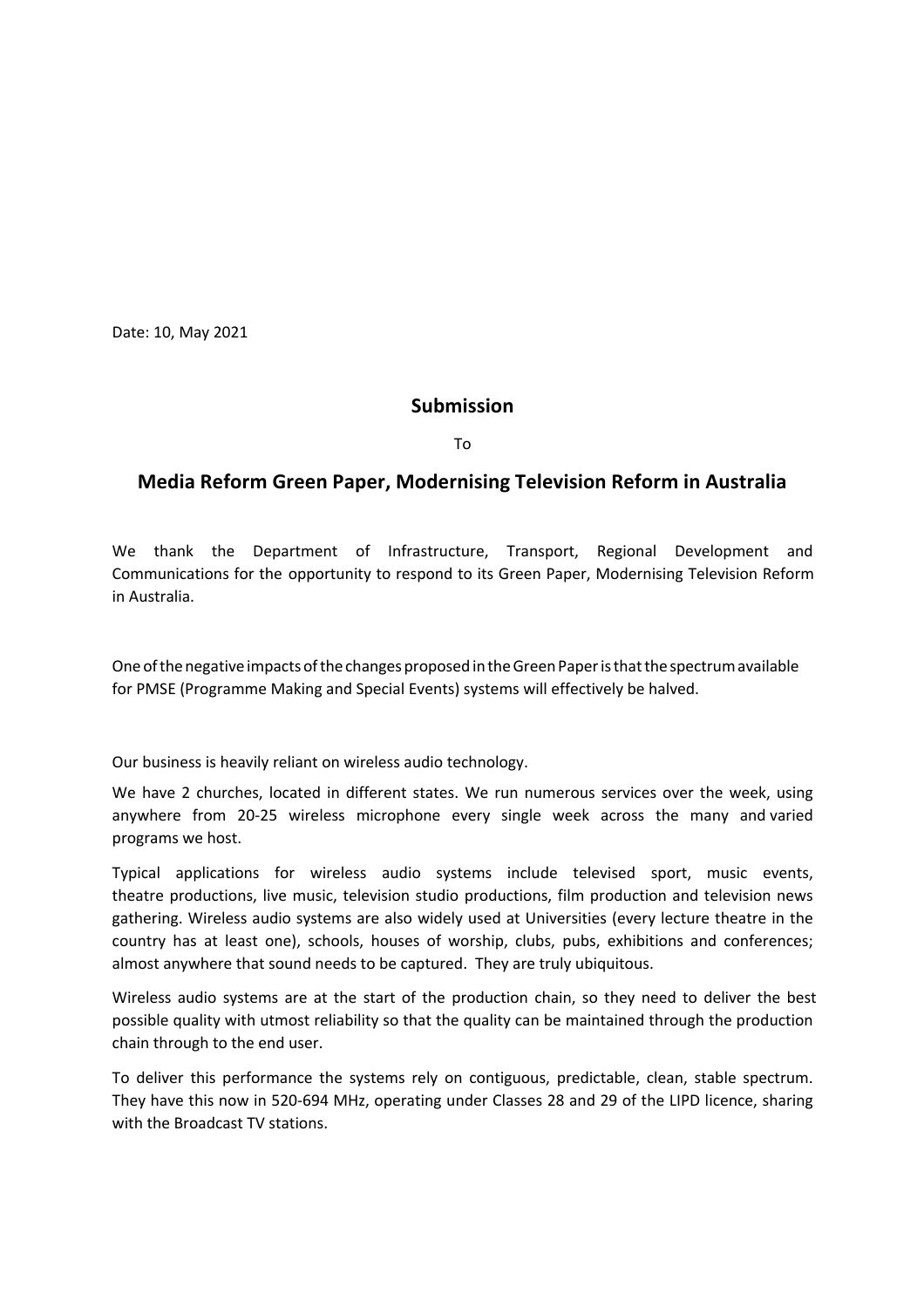Date: 10, May 2021

## Submission

To

## Media Reform Green Paper, Modernising Television Reform in Australia

We thank the Department of Infrastructure, Transport, Regional Development and Communications for the opportunity to respond to its Green Paper, Modernising Television Reform in Australia.

One of the negative impacts of the changes proposed in the Green Paper is that the spectrum available for PMSE (Programme Making and Special Events) systems will effectively be halved.

Our business is heavily reliant on wireless audio technology.

We have 2 churches, located in different states. We run numerous services over the week, using anywhere from 20-25 wireless microphone every single week across the many and varied programs we host.

Typical applications for wireless audio systems include televised sport, music events, theatre productions, live music, television studio productions, film production and television news gathering. Wireless audio systems are also widely used at Universities (every lecture theatre in the country has at least one), schools, houses of worship, clubs, pubs, exhibitions and conferences; almost anywhere that sound needs to be captured. They are truly ubiquitous.

Wireless audio systems are at the start of the production chain, so they need to deliver the best possible quality with utmost reliability so that the quality can be maintained through the production chain through to the end user.

To deliver this performance the systems rely on contiguous, predictable, clean, stable spectrum. They have this now in 520-694 MHz, operating under Classes 28 and 29 of the LIPD licence, sharing with the Broadcast TV stations.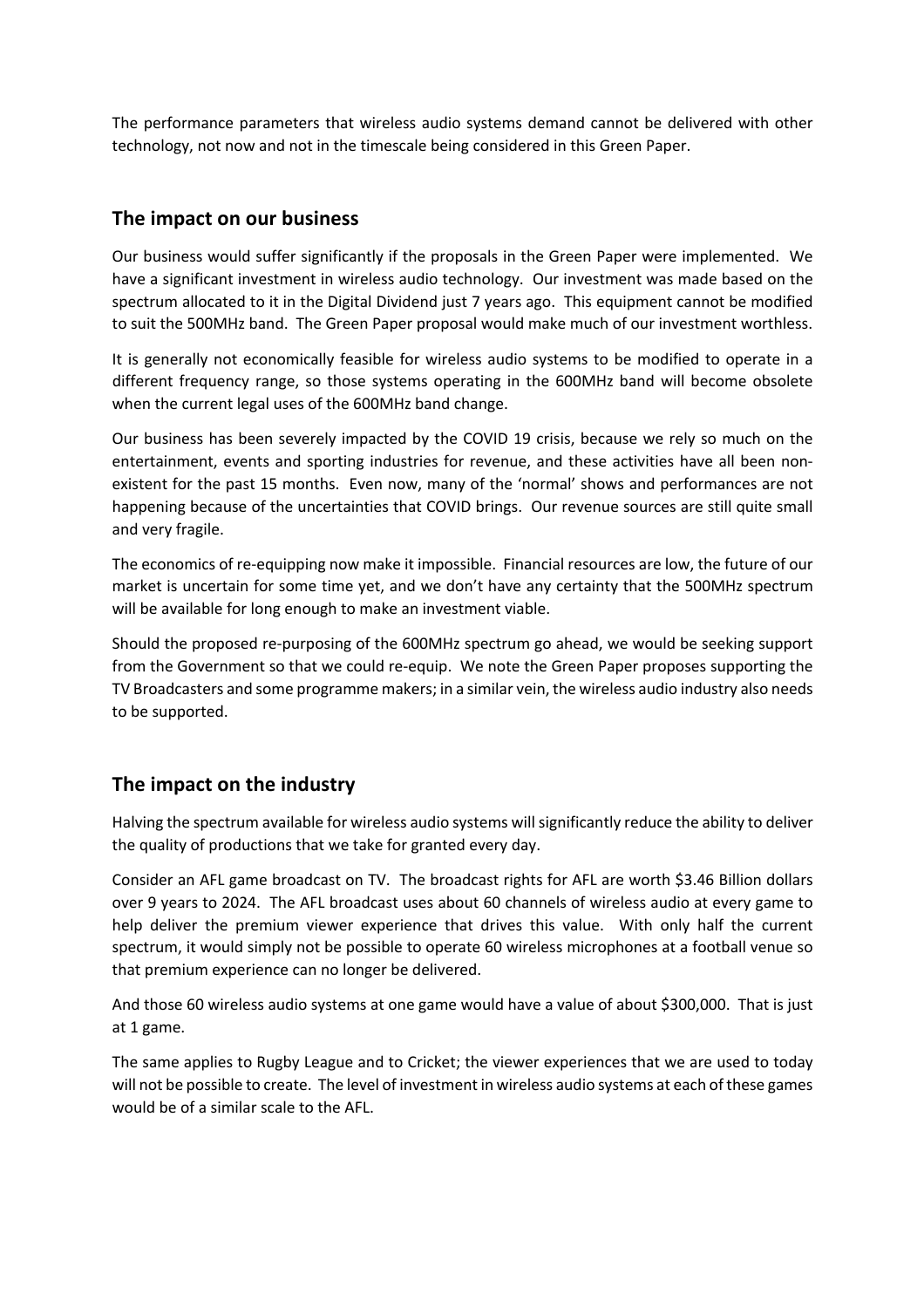The performance parameters that wireless audio systems demand cannot be delivered with other technology, not now and not in the timescale being considered in this Green Paper.

## The impact on our business

Our business would suffer significantly if the proposals in the Green Paper were implemented. We have a significant investment in wireless audio technology. Our investment was made based on the spectrum allocated to it in the Digital Dividend just 7 years ago. This equipment cannot be modified to suit the 500MHz band. The Green Paper proposal would make much of our investment worthless.

It is generally not economically feasible for wireless audio systems to be modified to operate in a different frequency range, so those systems operating in the 600MHz band will become obsolete when the current legal uses of the 600MHz band change.

Our business has been severely impacted by the COVID 19 crisis, because we rely so much on the entertainment, events and sporting industries for revenue, and these activities have all been non-existent for the past 15 months. Even now, many of the 'normal' shows and performances are not happening because of the uncertainties that COVID brings. Our revenue sources are still quite small and very fragile.

The economics of re-equipping now make it impossible. Financial resources are low, the future of our market is uncertain for some time yet, and we don't have any certainty that the 500MHz spectrum will be available for long enough to make an investment viable.

Should the proposed re-purposing of the 600MHz spectrum go ahead, we would be seeking support from the Government so that we could re-equip. We note the Green Paper proposes supporting the TV Broadcasters and some programme makers; in a similar vein, the wireless audio industry also needs to be supported.

## The impact on the industry

Halving the spectrum available for wireless audio systems will significantly reduce the ability to deliver the quality of productions that we take for granted every day.

Consider an AFL game broadcast on TV. The broadcast rights for AFL are worth $3.46 Billion dollars over 9 years to 2024. The AFL broadcast uses about 60 channels of wireless audio at every game to help deliver the premium viewer experience that drives this value. With only half the current spectrum, it would simply not be possible to operate 60 wireless microphones at a football venue so that premium experience can no longer be delivered.

And those 60 wireless audio systems at one game would have a value of about $300,000. That is just at 1 game.

The same applies to Rugby League and to Cricket; the viewer experiences that we are used to today will not be possible to create. The level of investment in wireless audio systems at each of these games would be of a similar scale to the AFL.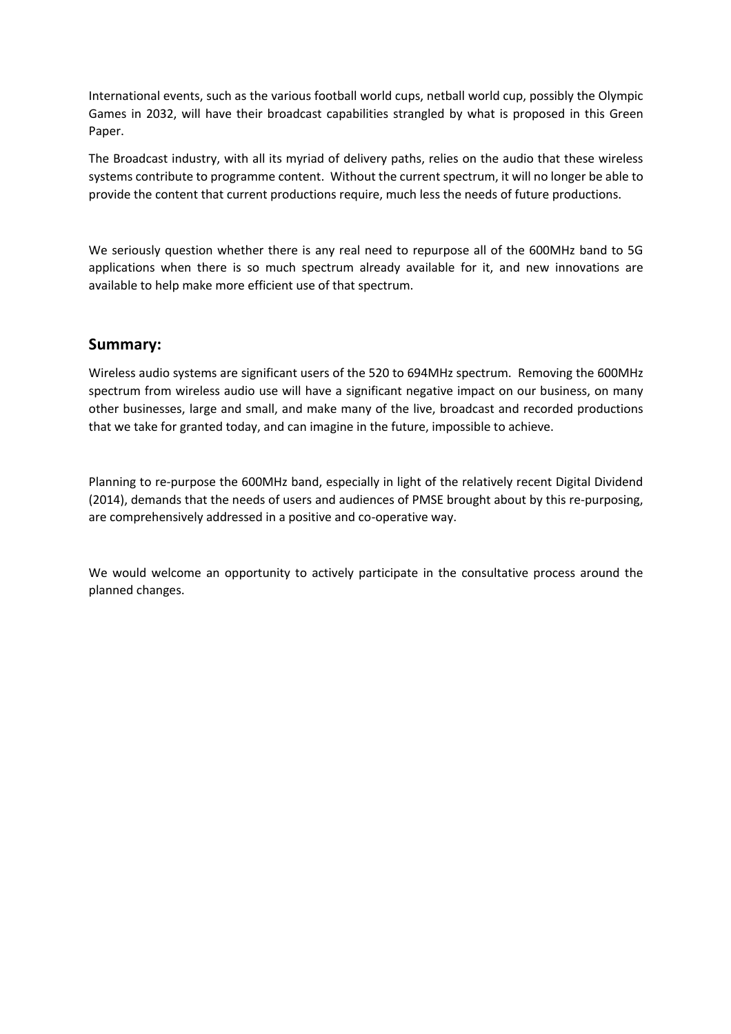International events, such as the various football world cups, netball world cup, possibly the Olympic Games in 2032, will have their broadcast capabilities strangled by what is proposed in this Green Paper.

The Broadcast industry, with all its myriad of delivery paths, relies on the audio that these wireless systems contribute to programme content. Without the current spectrum, it will no longer be able to provide the content that current productions require, much less the needs of future productions.

We seriously question whether there is any real need to repurpose all of the 600MHz band to 5G applications when there is so much spectrum already available for it, and new innovations are available to help make more efficient use of that spectrum.

## Summary:

Wireless audio systems are significant users of the 520 to 694MHz spectrum. Removing the 600MHz spectrum from wireless audio use will have a significant negative impact on our business, on many other businesses, large and small, and make many of the live, broadcast and recorded productions that we take for granted today, and can imagine in the future, impossible to achieve.

Planning to re-purpose the 600MHz band, especially in light of the relatively recent Digital Dividend (2014), demands that the needs of users and audiences of PMSE brought about by this re-purposing, are comprehensively addressed in a positive and co-operative way.

We would welcome an opportunity to actively participate in the consultative process around the planned changes.